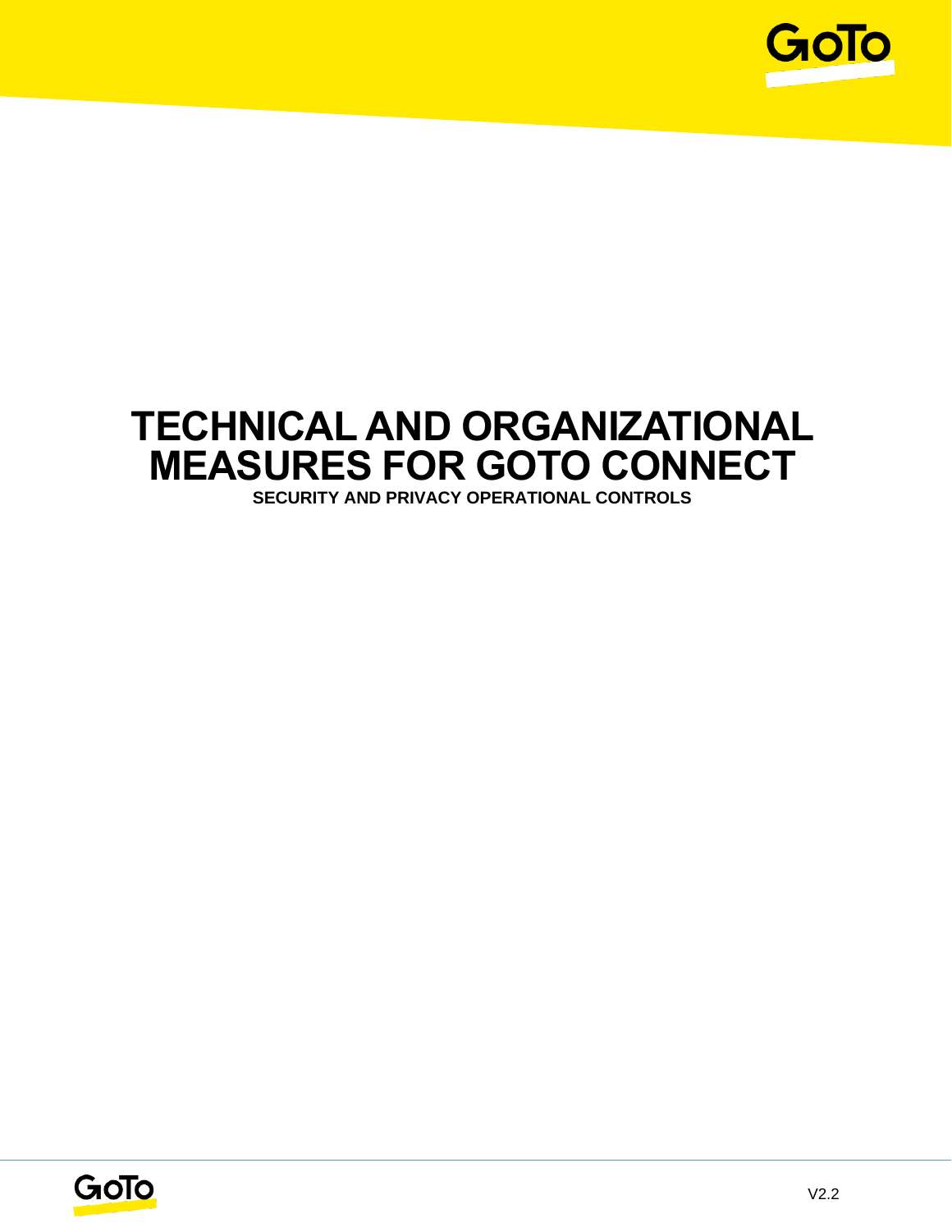# TECHNICAL AND ORGANIZATIONAL MEASURES FOR GOTO CONNECT

**SECURITY AND PRIVACY OPERATIONAL CONTROLS**

V2.2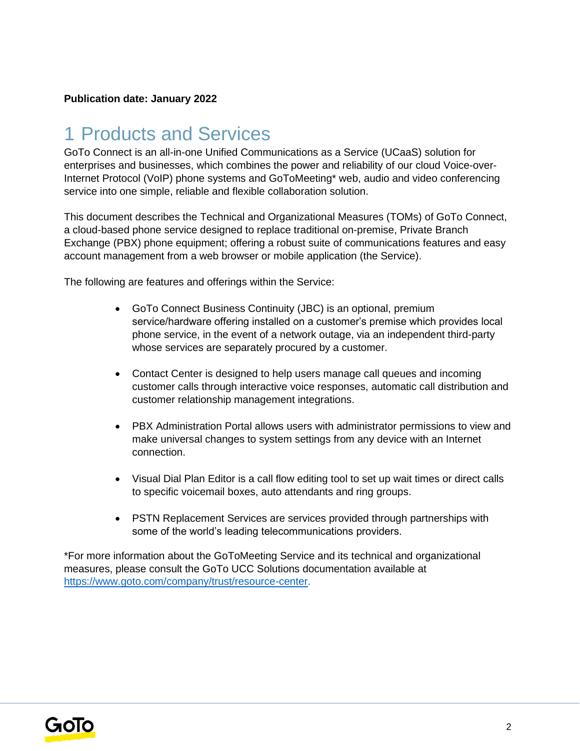**Publication date: January 2022**

# 1 Products and Services

GoTo Connect is an all-in-one Unified Communications as a Service (UCaaS) solution for enterprises and businesses, which combines the power and reliability of our cloud Voice-over-Internet Protocol (VoIP) phone systems and GoToMeeting* web, audio and video conferencing service into one simple, reliable and flexible collaboration solution.

This document describes the Technical and Organizational Measures (TOMs) of GoTo Connect, a cloud-based phone service designed to replace traditional on-premise, Private Branch Exchange (PBX) phone equipment; offering a robust suite of communications features and easy account management from a web browser or mobile application (the Service).

The following are features and offerings within the Service:

- GoTo Connect Business Continuity (JBC) is an optional, premium service/hardware offering installed on a customer's premise which provides local phone service, in the event of a network outage, via an independent third-party whose services are separately procured by a customer.

- Contact Center is designed to help users manage call queues and incoming customer calls through interactive voice responses, automatic call distribution and customer relationship management integrations.

- PBX Administration Portal allows users with administrator permissions to view and make universal changes to system settings from any device with an Internet connection.

- Visual Dial Plan Editor is a call flow editing tool to set up wait times or direct calls to specific voicemail boxes, auto attendants and ring groups.

- PSTN Replacement Services are services provided through partnerships with some of the world's leading telecommunications providers.

*For more information about the GoToMeeting Service and its technical and organizational measures, please consult the GoTo UCC Solutions documentation available at https://www.goto.com/company/trust/resource-center.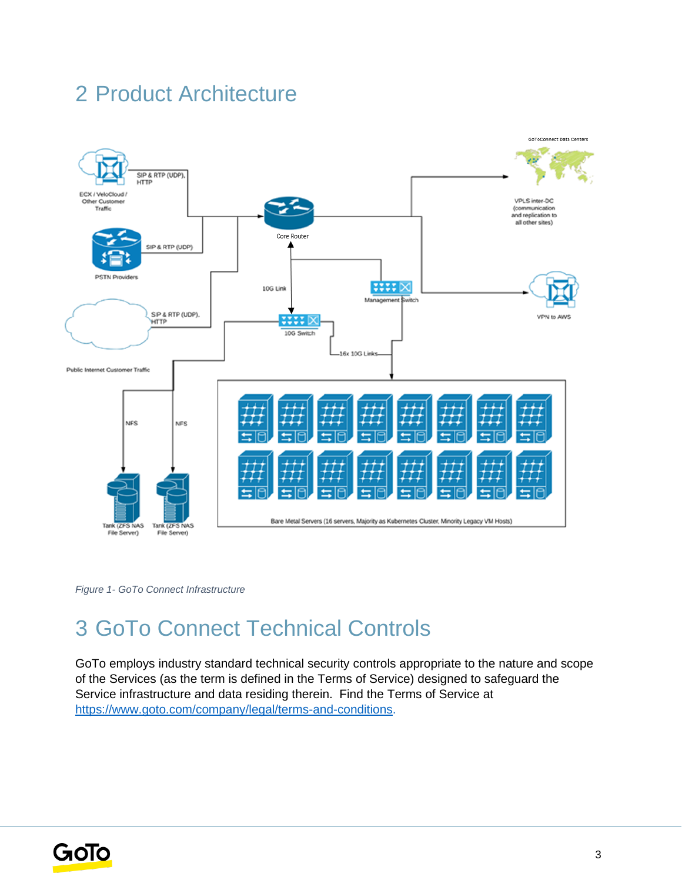# 2 Product Architecture

*Figure 1- GoTo Connect Infrastructure*

# 3 GoTo Connect Technical Controls

GoTo employs industry standard technical security controls appropriate to the nature and scope of the Services (as the term is defined in the Terms of Service) designed to safeguard the Service infrastructure and data residing therein. Find the Terms of Service at https://www.goto.com/company/legal/terms-and-conditions.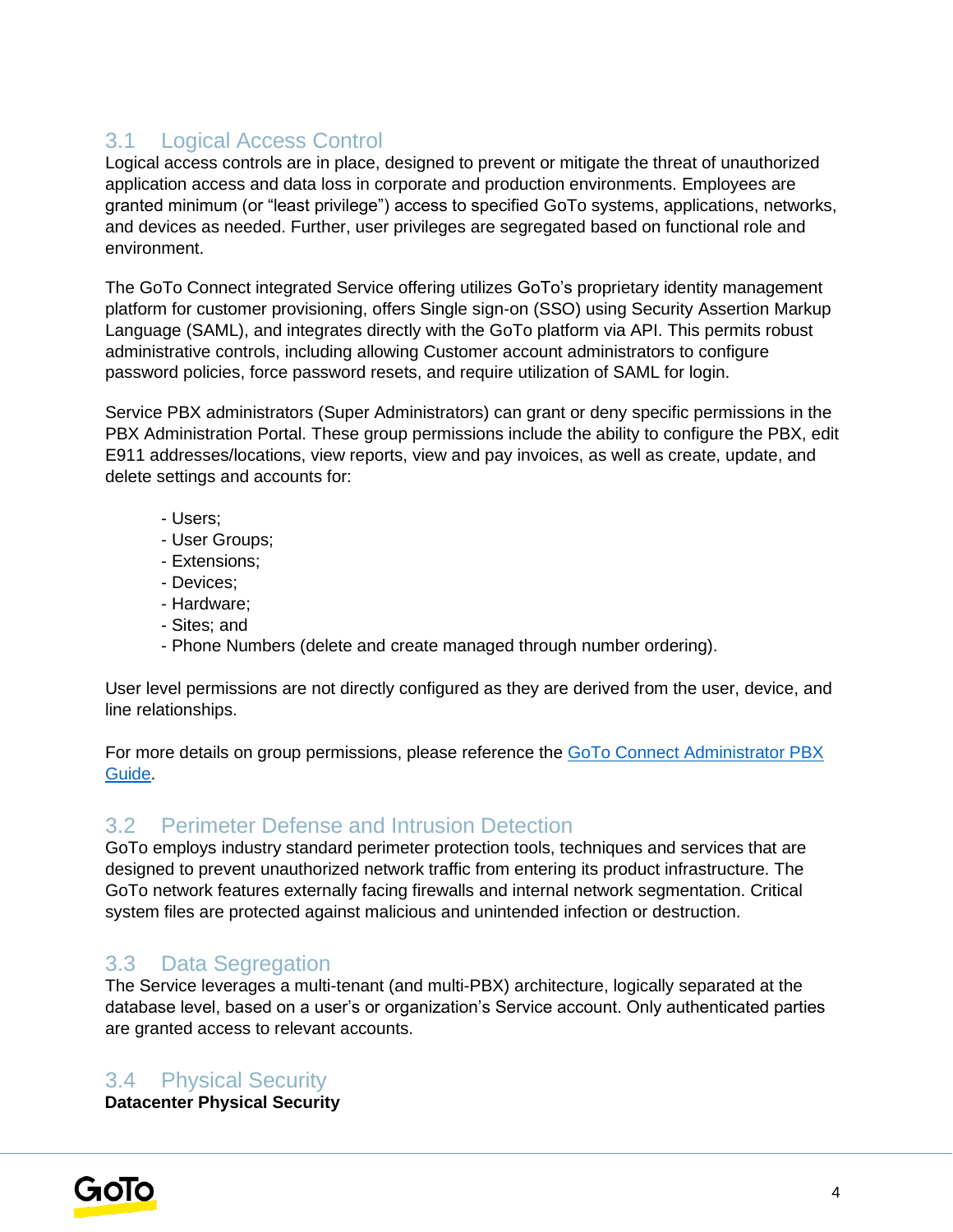## 3.1 Logical Access Control

Logical access controls are in place, designed to prevent or mitigate the threat of unauthorized application access and data loss in corporate and production environments. Employees are granted minimum (or "least privilege") access to specified GoTo systems, applications, networks, and devices as needed. Further, user privileges are segregated based on functional role and environment.

The GoTo Connect integrated Service offering utilizes GoTo's proprietary identity management platform for customer provisioning, offers Single sign-on (SSO) using Security Assertion Markup Language (SAML), and integrates directly with the GoTo platform via API. This permits robust administrative controls, including allowing Customer account administrators to configure password policies, force password resets, and require utilization of SAML for login.

Service PBX administrators (Super Administrators) can grant or deny specific permissions in the PBX Administration Portal. These group permissions include the ability to configure the PBX, edit E911 addresses/locations, view reports, view and pay invoices, as well as create, update, and delete settings and accounts for:

- Users;
- User Groups;
- Extensions;
- Devices;
- Hardware;
- Sites; and
- Phone Numbers (delete and create managed through number ordering).

User level permissions are not directly configured as they are derived from the user, device, and line relationships.

For more details on group permissions, please reference the GoTo Connect Administrator PBX Guide.

## 3.2 Perimeter Defense and Intrusion Detection

GoTo employs industry standard perimeter protection tools, techniques and services that are designed to prevent unauthorized network traffic from entering its product infrastructure. The GoTo network features externally facing firewalls and internal network segmentation. Critical system files are protected against malicious and unintended infection or destruction.

## 3.3 Data Segregation

The Service leverages a multi-tenant (and multi-PBX) architecture, logically separated at the database level, based on a user's or organization's Service account. Only authenticated parties are granted access to relevant accounts.

## 3.4 Physical Security

**Datacenter Physical Security**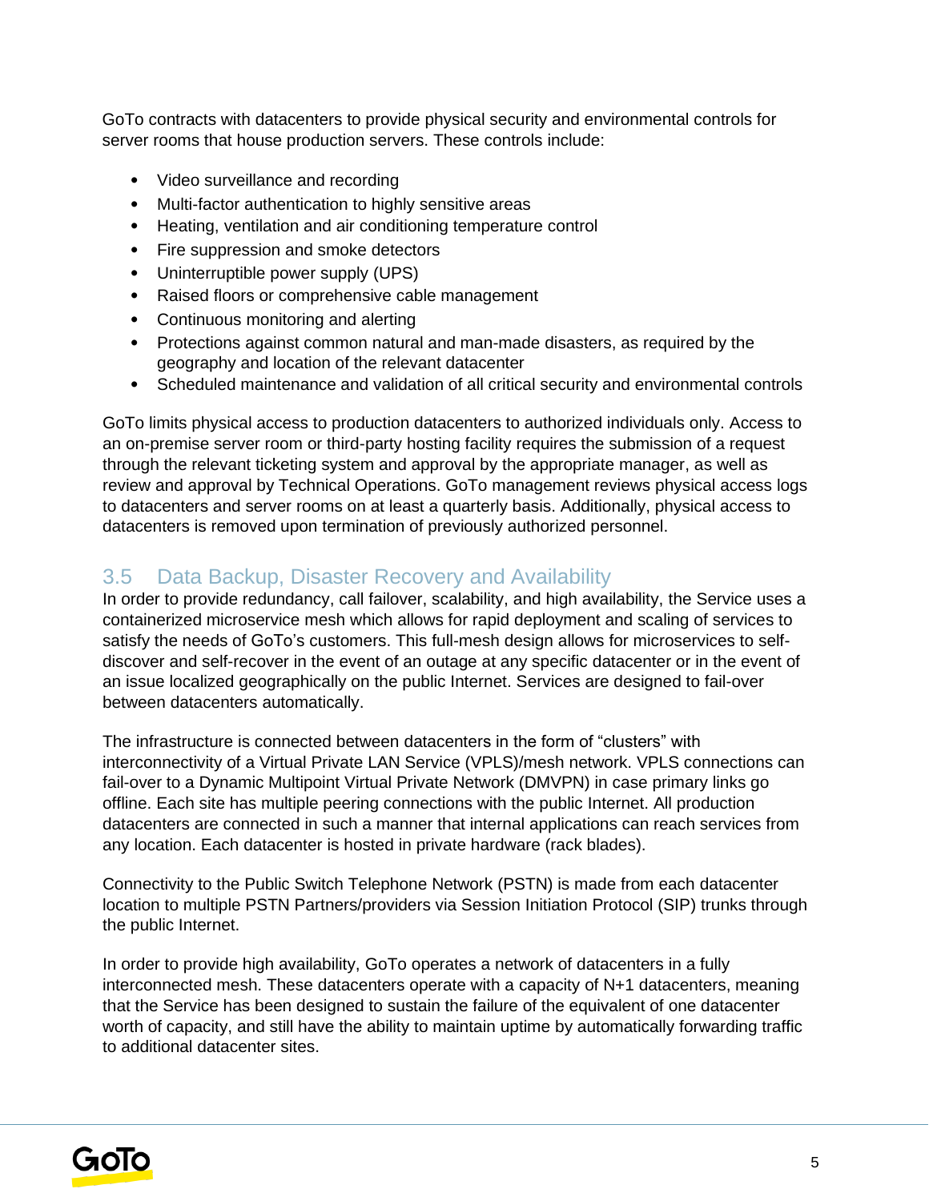GoTo contracts with datacenters to provide physical security and environmental controls for server rooms that house production servers. These controls include:

- Video surveillance and recording
- Multi-factor authentication to highly sensitive areas
- Heating, ventilation and air conditioning temperature control
- Fire suppression and smoke detectors
- Uninterruptible power supply (UPS)
- Raised floors or comprehensive cable management
- Continuous monitoring and alerting
- Protections against common natural and man-made disasters, as required by the geography and location of the relevant datacenter
- Scheduled maintenance and validation of all critical security and environmental controls

GoTo limits physical access to production datacenters to authorized individuals only. Access to an on-premise server room or third-party hosting facility requires the submission of a request through the relevant ticketing system and approval by the appropriate manager, as well as review and approval by Technical Operations. GoTo management reviews physical access logs to datacenters and server rooms on at least a quarterly basis. Additionally, physical access to datacenters is removed upon termination of previously authorized personnel.

## 3.5 Data Backup, Disaster Recovery and Availability

In order to provide redundancy, call failover, scalability, and high availability, the Service uses a containerized microservice mesh which allows for rapid deployment and scaling of services to satisfy the needs of GoTo's customers. This full-mesh design allows for microservices to self-discover and self-recover in the event of an outage at any specific datacenter or in the event of an issue localized geographically on the public Internet. Services are designed to fail-over between datacenters automatically.

The infrastructure is connected between datacenters in the form of "clusters" with interconnectivity of a Virtual Private LAN Service (VPLS)/mesh network. VPLS connections can fail-over to a Dynamic Multipoint Virtual Private Network (DMVPN) in case primary links go offline. Each site has multiple peering connections with the public Internet. All production datacenters are connected in such a manner that internal applications can reach services from any location. Each datacenter is hosted in private hardware (rack blades).

Connectivity to the Public Switch Telephone Network (PSTN) is made from each datacenter location to multiple PSTN Partners/providers via Session Initiation Protocol (SIP) trunks through the public Internet.

In order to provide high availability, GoTo operates a network of datacenters in a fully interconnected mesh. These datacenters operate with a capacity of N+1 datacenters, meaning that the Service has been designed to sustain the failure of the equivalent of one datacenter worth of capacity, and still have the ability to maintain uptime by automatically forwarding traffic to additional datacenter sites.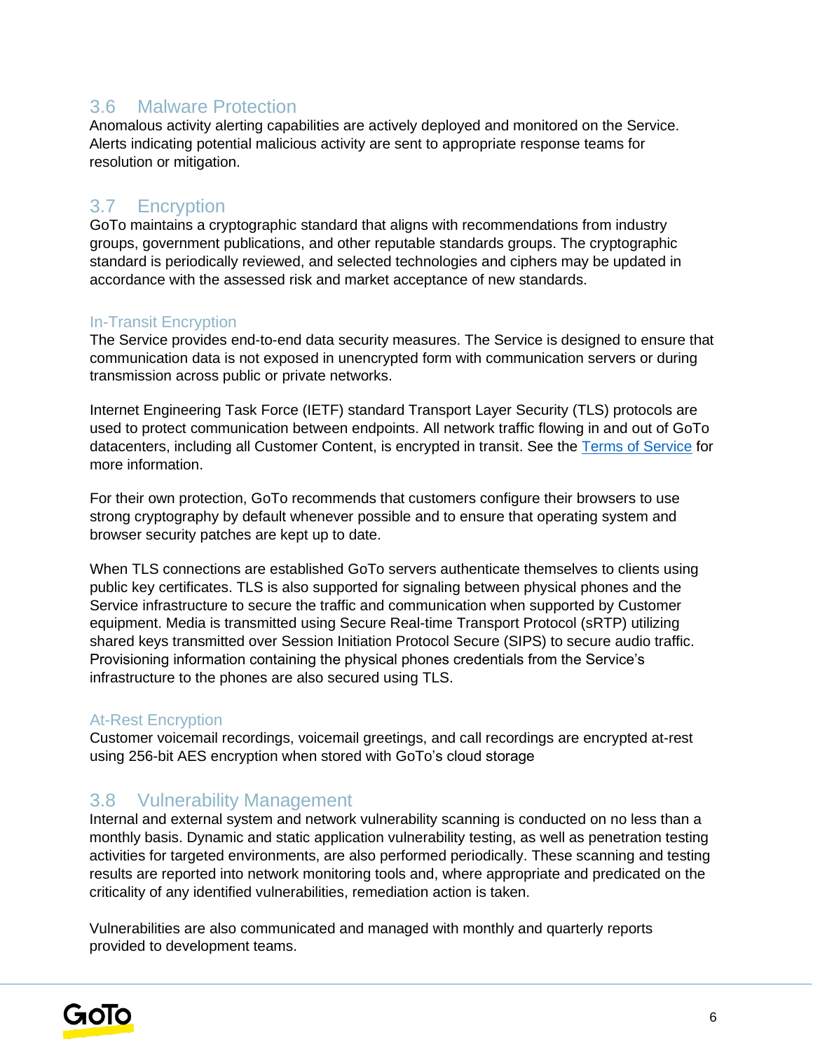## 3.6 Malware Protection

Anomalous activity alerting capabilities are actively deployed and monitored on the Service. Alerts indicating potential malicious activity are sent to appropriate response teams for resolution or mitigation.

## 3.7 Encryption

GoTo maintains a cryptographic standard that aligns with recommendations from industry groups, government publications, and other reputable standards groups. The cryptographic standard is periodically reviewed, and selected technologies and ciphers may be updated in accordance with the assessed risk and market acceptance of new standards.

### In-Transit Encryption

The Service provides end-to-end data security measures. The Service is designed to ensure that communication data is not exposed in unencrypted form with communication servers or during transmission across public or private networks.

Internet Engineering Task Force (IETF) standard Transport Layer Security (TLS) protocols are used to protect communication between endpoints. All network traffic flowing in and out of GoTo datacenters, including all Customer Content, is encrypted in transit. See the Terms of Service for more information.

For their own protection, GoTo recommends that customers configure their browsers to use strong cryptography by default whenever possible and to ensure that operating system and browser security patches are kept up to date.

When TLS connections are established GoTo servers authenticate themselves to clients using public key certificates. TLS is also supported for signaling between physical phones and the Service infrastructure to secure the traffic and communication when supported by Customer equipment. Media is transmitted using Secure Real-time Transport Protocol (sRTP) utilizing shared keys transmitted over Session Initiation Protocol Secure (SIPS) to secure audio traffic. Provisioning information containing the physical phones credentials from the Service's infrastructure to the phones are also secured using TLS.

### At-Rest Encryption

Customer voicemail recordings, voicemail greetings, and call recordings are encrypted at-rest using 256-bit AES encryption when stored with GoTo's cloud storage

## 3.8 Vulnerability Management

Internal and external system and network vulnerability scanning is conducted on no less than a monthly basis. Dynamic and static application vulnerability testing, as well as penetration testing activities for targeted environments, are also performed periodically. These scanning and testing results are reported into network monitoring tools and, where appropriate and predicated on the criticality of any identified vulnerabilities, remediation action is taken.

Vulnerabilities are also communicated and managed with monthly and quarterly reports provided to development teams.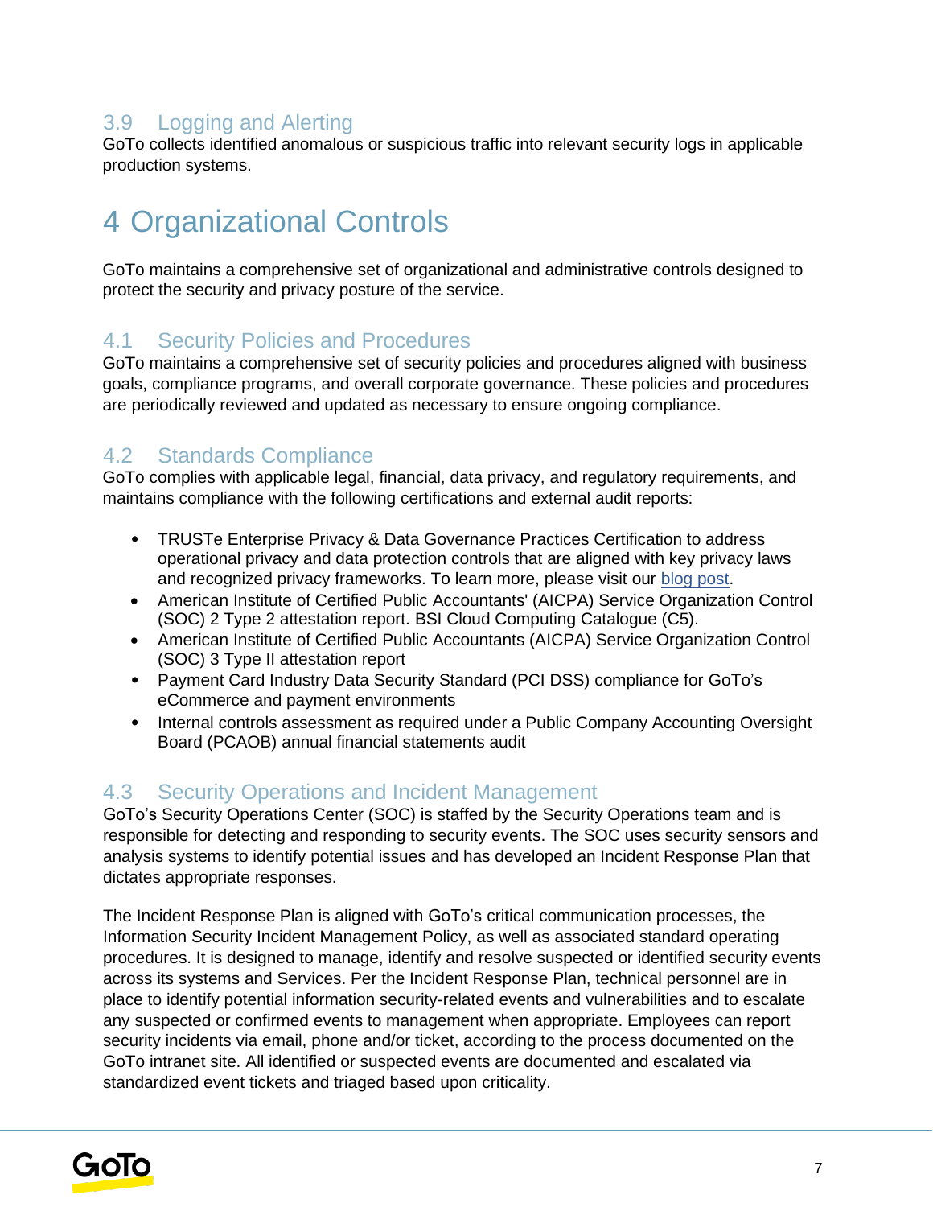### 3.9 Logging and Alerting

GoTo collects identified anomalous or suspicious traffic into relevant security logs in applicable production systems.

# 4 Organizational Controls

GoTo maintains a comprehensive set of organizational and administrative controls designed to protect the security and privacy posture of the service.

### 4.1 Security Policies and Procedures

GoTo maintains a comprehensive set of security policies and procedures aligned with business goals, compliance programs, and overall corporate governance. These policies and procedures are periodically reviewed and updated as necessary to ensure ongoing compliance.

### 4.2 Standards Compliance

GoTo complies with applicable legal, financial, data privacy, and regulatory requirements, and maintains compliance with the following certifications and external audit reports:

- TRUSTe Enterprise Privacy & Data Governance Practices Certification to address operational privacy and data protection controls that are aligned with key privacy laws and recognized privacy frameworks. To learn more, please visit our blog post.
- American Institute of Certified Public Accountants' (AICPA) Service Organization Control (SOC) 2 Type 2 attestation report. BSI Cloud Computing Catalogue (C5).
- American Institute of Certified Public Accountants (AICPA) Service Organization Control (SOC) 3 Type II attestation report
- Payment Card Industry Data Security Standard (PCI DSS) compliance for GoTo's eCommerce and payment environments
- Internal controls assessment as required under a Public Company Accounting Oversight Board (PCAOB) annual financial statements audit

### 4.3 Security Operations and Incident Management

GoTo's Security Operations Center (SOC) is staffed by the Security Operations team and is responsible for detecting and responding to security events. The SOC uses security sensors and analysis systems to identify potential issues and has developed an Incident Response Plan that dictates appropriate responses.

The Incident Response Plan is aligned with GoTo's critical communication processes, the Information Security Incident Management Policy, as well as associated standard operating procedures. It is designed to manage, identify and resolve suspected or identified security events across its systems and Services. Per the Incident Response Plan, technical personnel are in place to identify potential information security-related events and vulnerabilities and to escalate any suspected or confirmed events to management when appropriate. Employees can report security incidents via email, phone and/or ticket, according to the process documented on the GoTo intranet site. All identified or suspected events are documented and escalated via standardized event tickets and triaged based upon criticality.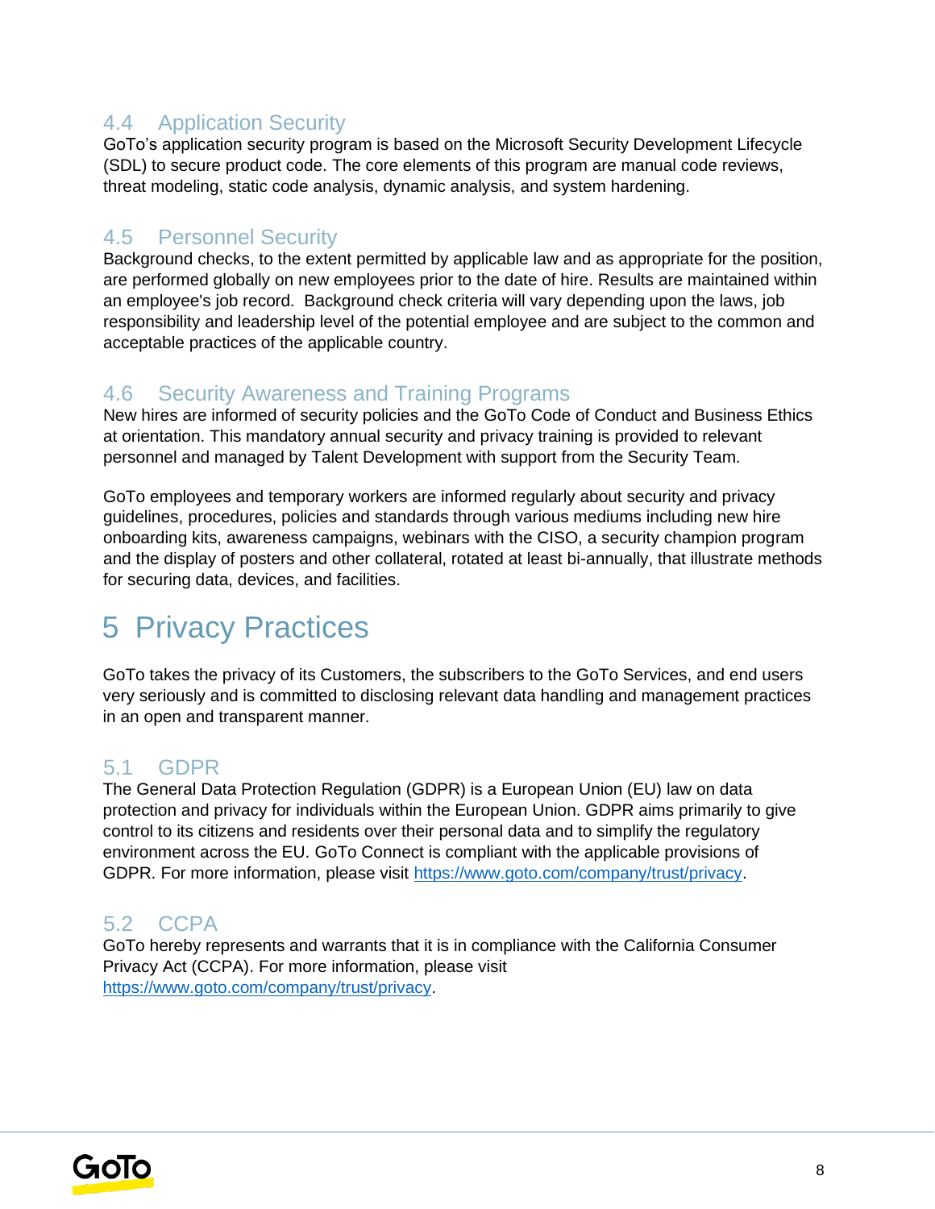### 4.4 Application Security

GoTo's application security program is based on the Microsoft Security Development Lifecycle (SDL) to secure product code. The core elements of this program are manual code reviews, threat modeling, static code analysis, dynamic analysis, and system hardening.

### 4.5 Personnel Security

Background checks, to the extent permitted by applicable law and as appropriate for the position, are performed globally on new employees prior to the date of hire. Results are maintained within an employee's job record. Background check criteria will vary depending upon the laws, job responsibility and leadership level of the potential employee and are subject to the common and acceptable practices of the applicable country.

### 4.6 Security Awareness and Training Programs

New hires are informed of security policies and the GoTo Code of Conduct and Business Ethics at orientation. This mandatory annual security and privacy training is provided to relevant personnel and managed by Talent Development with support from the Security Team.

GoTo employees and temporary workers are informed regularly about security and privacy guidelines, procedures, policies and standards through various mediums including new hire onboarding kits, awareness campaigns, webinars with the CISO, a security champion program and the display of posters and other collateral, rotated at least bi-annually, that illustrate methods for securing data, devices, and facilities.

## 5 Privacy Practices

GoTo takes the privacy of its Customers, the subscribers to the GoTo Services, and end users very seriously and is committed to disclosing relevant data handling and management practices in an open and transparent manner.

### 5.1 GDPR

The General Data Protection Regulation (GDPR) is a European Union (EU) law on data protection and privacy for individuals within the European Union. GDPR aims primarily to give control to its citizens and residents over their personal data and to simplify the regulatory environment across the EU. GoTo Connect is compliant with the applicable provisions of GDPR. For more information, please visit https://www.goto.com/company/trust/privacy.

### 5.2 CCPA

GoTo hereby represents and warrants that it is in compliance with the California Consumer Privacy Act (CCPA). For more information, please visit https://www.goto.com/company/trust/privacy.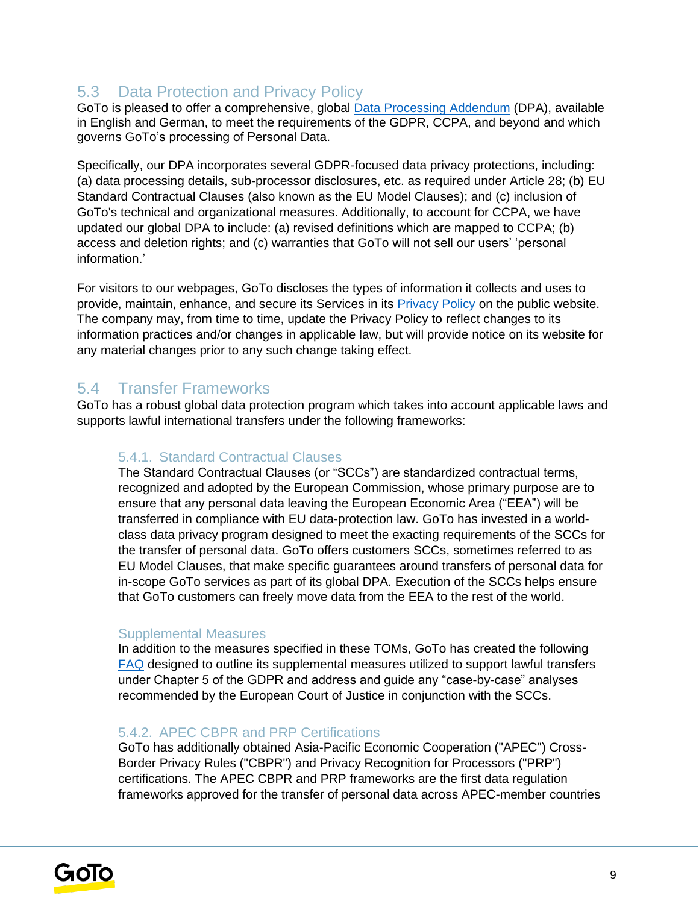## 5.3 Data Protection and Privacy Policy

GoTo is pleased to offer a comprehensive, global [Data Processing Addendum](#) (DPA), available in English and German, to meet the requirements of the GDPR, CCPA, and beyond and which governs GoTo's processing of Personal Data.

Specifically, our DPA incorporates several GDPR-focused data privacy protections, including: (a) data processing details, sub-processor disclosures, etc. as required under Article 28; (b) EU Standard Contractual Clauses (also known as the EU Model Clauses); and (c) inclusion of GoTo's technical and organizational measures. Additionally, to account for CCPA, we have updated our global DPA to include: (a) revised definitions which are mapped to CCPA; (b) access and deletion rights; and (c) warranties that GoTo will not sell our users' 'personal information.'

For visitors to our webpages, GoTo discloses the types of information it collects and uses to provide, maintain, enhance, and secure its Services in its [Privacy Policy](#) on the public website. The company may, from time to time, update the Privacy Policy to reflect changes to its information practices and/or changes in applicable law, but will provide notice on its website for any material changes prior to any such change taking effect.

## 5.4 Transfer Frameworks

GoTo has a robust global data protection program which takes into account applicable laws and supports lawful international transfers under the following frameworks:

### 5.4.1. Standard Contractual Clauses

The Standard Contractual Clauses (or "SCCs") are standardized contractual terms, recognized and adopted by the European Commission, whose primary purpose are to ensure that any personal data leaving the European Economic Area ("EEA") will be transferred in compliance with EU data-protection law. GoTo has invested in a world-class data privacy program designed to meet the exacting requirements of the SCCs for the transfer of personal data. GoTo offers customers SCCs, sometimes referred to as EU Model Clauses, that make specific guarantees around transfers of personal data for in-scope GoTo services as part of its global DPA. Execution of the SCCs helps ensure that GoTo customers can freely move data from the EEA to the rest of the world.

#### Supplemental Measures

In addition to the measures specified in these TOMs, GoTo has created the following [FAQ](#) designed to outline its supplemental measures utilized to support lawful transfers under Chapter 5 of the GDPR and address and guide any "case-by-case" analyses recommended by the European Court of Justice in conjunction with the SCCs.

### 5.4.2. APEC CBPR and PRP Certifications

GoTo has additionally obtained Asia-Pacific Economic Cooperation ("APEC") Cross-Border Privacy Rules ("CBPR") and Privacy Recognition for Processors ("PRP") certifications. The APEC CBPR and PRP frameworks are the first data regulation frameworks approved for the transfer of personal data across APEC-member countries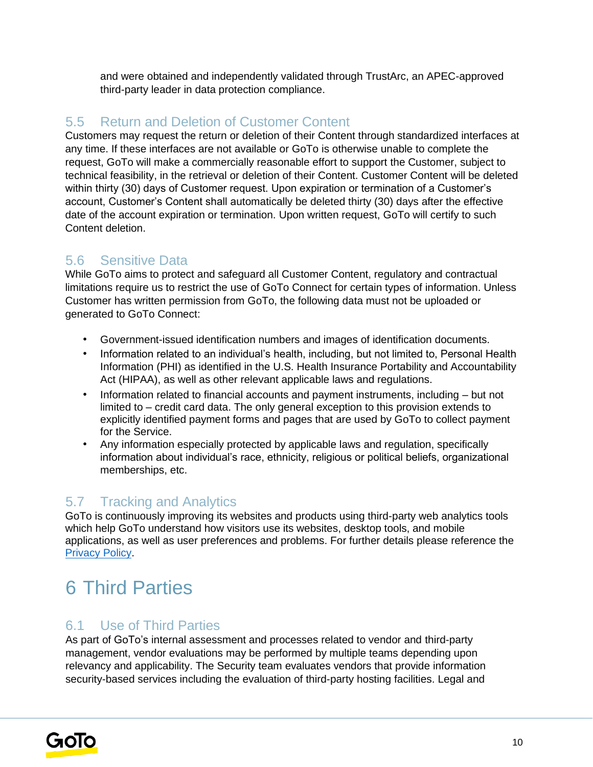and were obtained and independently validated through TrustArc, an APEC-approved third-party leader in data protection compliance.

### 5.5 Return and Deletion of Customer Content

Customers may request the return or deletion of their Content through standardized interfaces at any time. If these interfaces are not available or GoTo is otherwise unable to complete the request, GoTo will make a commercially reasonable effort to support the Customer, subject to technical feasibility, in the retrieval or deletion of their Content. Customer Content will be deleted within thirty (30) days of Customer request. Upon expiration or termination of a Customer's account, Customer's Content shall automatically be deleted thirty (30) days after the effective date of the account expiration or termination. Upon written request, GoTo will certify to such Content deletion.

### 5.6 Sensitive Data

While GoTo aims to protect and safeguard all Customer Content, regulatory and contractual limitations require us to restrict the use of GoTo Connect for certain types of information. Unless Customer has written permission from GoTo, the following data must not be uploaded or generated to GoTo Connect:

- Government-issued identification numbers and images of identification documents.
- Information related to an individual's health, including, but not limited to, Personal Health Information (PHI) as identified in the U.S. Health Insurance Portability and Accountability Act (HIPAA), as well as other relevant applicable laws and regulations.
- Information related to financial accounts and payment instruments, including – but not limited to – credit card data. The only general exception to this provision extends to explicitly identified payment forms and pages that are used by GoTo to collect payment for the Service.
- Any information especially protected by applicable laws and regulation, specifically information about individual's race, ethnicity, religious or political beliefs, organizational memberships, etc.

### 5.7 Tracking and Analytics

GoTo is continuously improving its websites and products using third-party web analytics tools which help GoTo understand how visitors use its websites, desktop tools, and mobile applications, as well as user preferences and problems. For further details please reference the Privacy Policy.

## 6 Third Parties

### 6.1 Use of Third Parties

As part of GoTo's internal assessment and processes related to vendor and third-party management, vendor evaluations may be performed by multiple teams depending upon relevancy and applicability. The Security team evaluates vendors that provide information security-based services including the evaluation of third-party hosting facilities. Legal and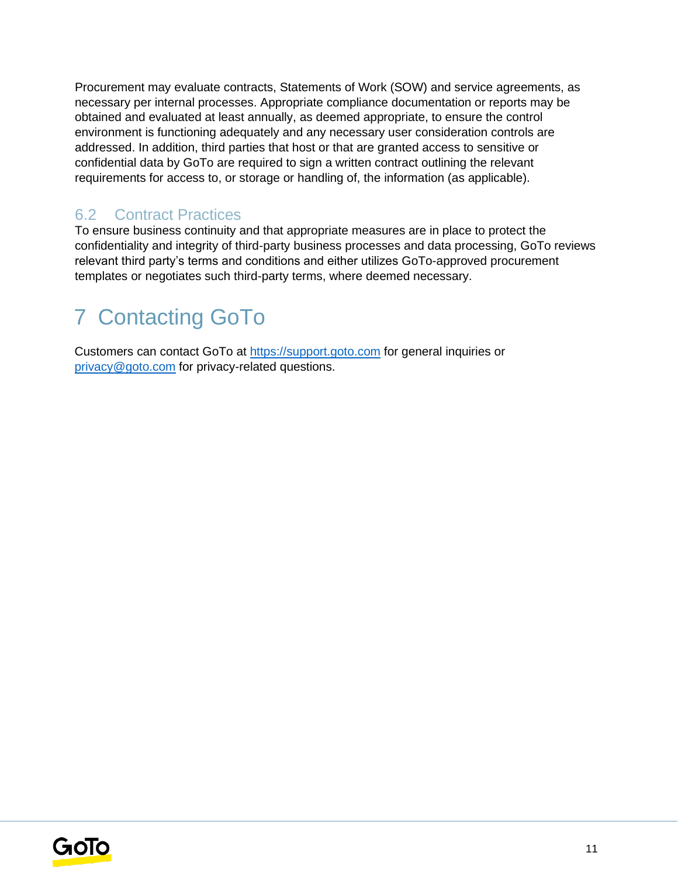Procurement may evaluate contracts, Statements of Work (SOW) and service agreements, as necessary per internal processes. Appropriate compliance documentation or reports may be obtained and evaluated at least annually, as deemed appropriate, to ensure the control environment is functioning adequately and any necessary user consideration controls are addressed. In addition, third parties that host or that are granted access to sensitive or confidential data by GoTo are required to sign a written contract outlining the relevant requirements for access to, or storage or handling of, the information (as applicable).

## 6.2 Contract Practices

To ensure business continuity and that appropriate measures are in place to protect the confidentiality and integrity of third-party business processes and data processing, GoTo reviews relevant third party's terms and conditions and either utilizes GoTo-approved procurement templates or negotiates such third-party terms, where deemed necessary.

# 7 Contacting GoTo

Customers can contact GoTo at https://support.goto.com for general inquiries or privacy@goto.com for privacy-related questions.